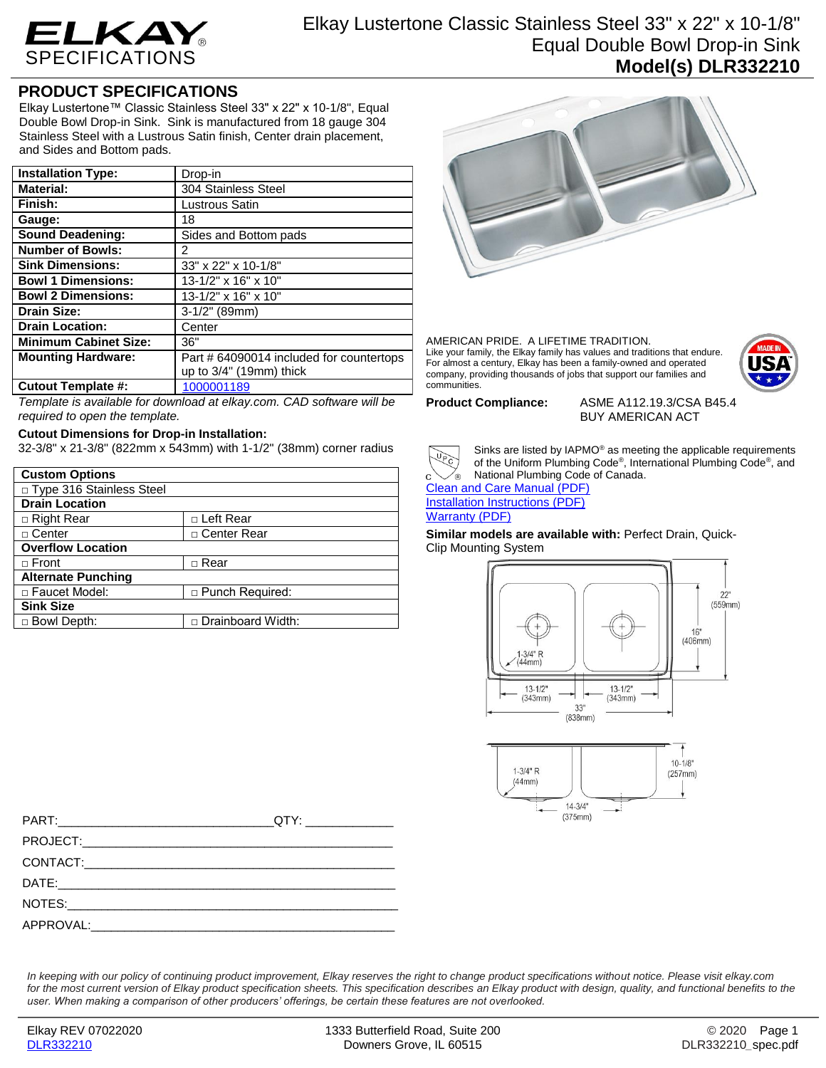# ELKAY SPECIFICATIONS

## Elkay Lustertone Classic Stainless Steel 33" x 22" x 10-1/8" Equal Double Bowl Drop-in Sink
## Model(s) DLR332210

## PRODUCT SPECIFICATIONS

Elkay Lustertone™ Classic Stainless Steel 33" x 22" x 10-1/8", Equal Double Bowl Drop-in Sink. Sink is manufactured from 18 gauge 304 Stainless Steel with a Lustrous Satin finish, Center drain placement, and Sides and Bottom pads.

| | |
|---|---|
| **Installation Type:** | Drop-in |
| **Material:** | 304 Stainless Steel |
| **Finish:** | Lustrous Satin |
| **Gauge:** | 18 |
| **Sound Deadening:** | Sides and Bottom pads |
| **Number of Bowls:** | 2 |
| **Sink Dimensions:** | 33" x 22" x 10-1/8" |
| **Bowl 1 Dimensions:** | 13-1/2" x 16" x 10" |
| **Bowl 2 Dimensions:** | 13-1/2" x 16" x 10" |
| **Drain Size:** | 3-1/2" (89mm) |
| **Drain Location:** | Center |
| **Minimum Cabinet Size:** | 36" |
| **Mounting Hardware:** | Part # 64090014 included for countertops up to 3/4" (19mm) thick |
| **Cutout Template #:** | 1000001189 |

*Template is available for download at elkay.com. CAD software will be required to open the template.*

**Cutout Dimensions for Drop-in Installation:**
32-3/8" x 21-3/8" (822mm x 543mm) with 1-1/2" (38mm) corner radius

| **Custom Options** | |
|---|---|
| □ Type 316 Stainless Steel | |
| **Drain Location** | |
| □ Right Rear | □ Left Rear |
| □ Center | □ Center Rear |
| **Overflow Location** | |
| □ Front | □ Rear |
| **Alternate Punching** | |
| □ Faucet Model: | □ Punch Required: |
| **Sink Size** | |
| □ Bowl Depth: | □ Drainboard Width: |

PART:______________________________QTY: ____________

PROJECT:____________________________________________

CONTACT:____________________________________________

DATE:_______________________________________________

NOTES:______________________________________________

APPROVAL:___________________________________________

AMERICAN PRIDE. A LIFETIME TRADITION.
Like your family, the Elkay family has values and traditions that endure. For almost a century, Elkay has been a family-owned and operated company, providing thousands of jobs that support our families and communities.

**Product Compliance:** ASME A112.19.3/CSA B45.4
BUY AMERICAN ACT

Sinks are listed by IAPMO® as meeting the applicable requirements of the Uniform Plumbing Code®, International Plumbing Code®, and National Plumbing Code of Canada.

Clean and Care Manual (PDF)
Installation Instructions (PDF)
Warranty (PDF)

**Similar models are available with:** Perfect Drain, Quick-Clip Mounting System

22" (559mm)
16" (406mm)
1-3/4" R (44mm)
13-1/2" (343mm)
13-1/2" (343mm)
33" (838mm)
10-1/8" (257mm)
1-3/4" R (44mm)
14-3/4" (375mm)

*In keeping with our policy of continuing product improvement, Elkay reserves the right to change product specifications without notice. Please visit elkay.com for the most current version of Elkay product specification sheets. This specification describes an Elkay product with design, quality, and functional benefits to the user. When making a comparison of other producers' offerings, be certain these features are not overlooked.*

Elkay REV 07022020
DLR332210

1333 Butterfield Road, Suite 200
Downers Grove, IL 60515

© 2020
DLR332210_spec.pdf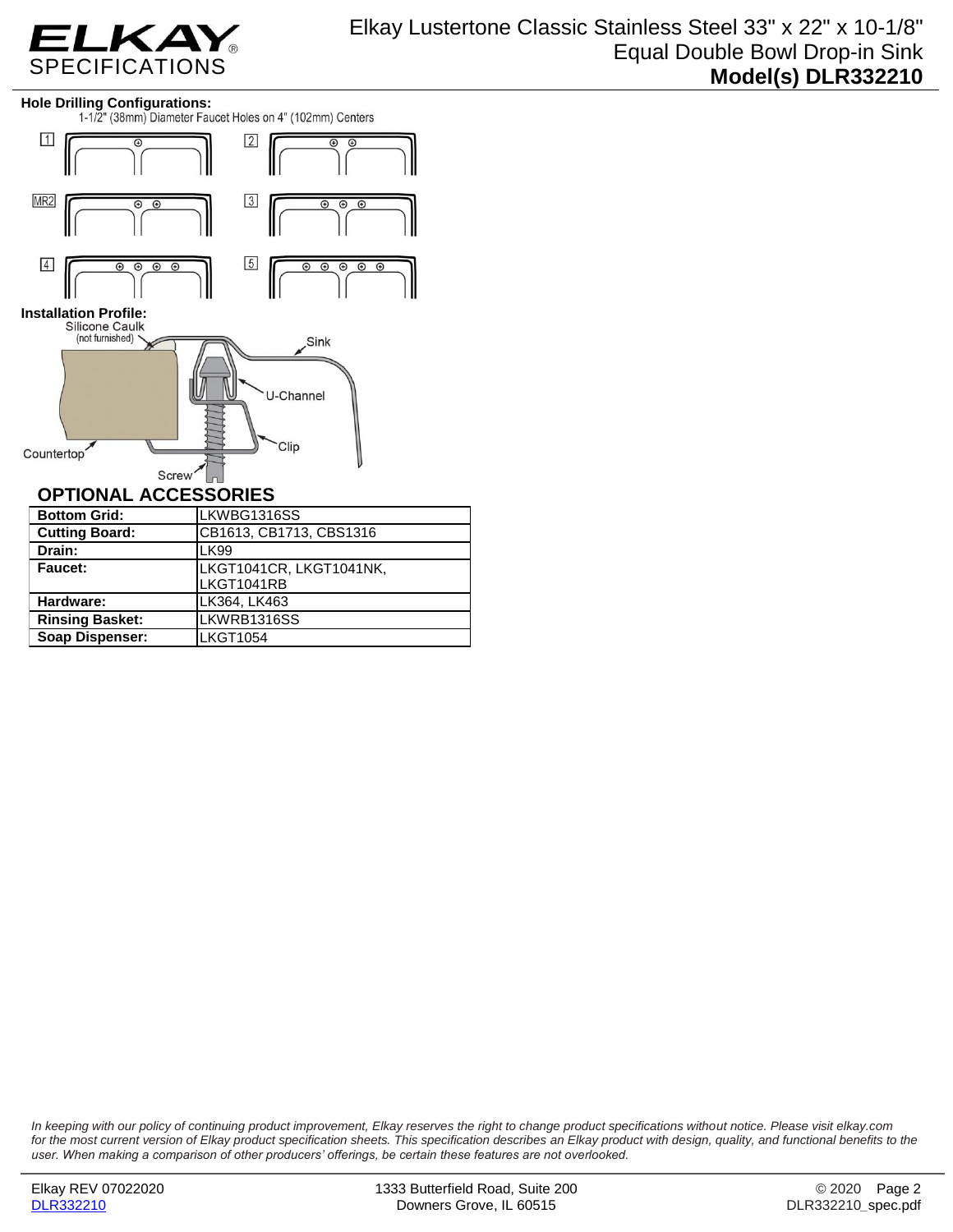**Hole Drilling Configurations:**

1-1/2" (38mm) Diameter Faucet Holes on 4" (102mm) Centers

1

2

MR2

3

4

5

**Installation Profile:**

Silicone Caulk (not furnished)

Sink

U-Channel

Clip

Countertop

Screw

## OPTIONAL ACCESSORIES

| | |
|---|---|
| **Bottom Grid:** | LKWBG1316SS |
| **Cutting Board:** | CB1613, CB1713, CBS1316 |
| **Drain:** | LK99 |
| **Faucet:** | LKGT1041CR, LKGT1041NK, LKGT1041RB |
| **Hardware:** | LK364, LK463 |
| **Rinsing Basket:** | LKWRB1316SS |
| **Soap Dispenser:** | LKGT1054 |

*In keeping with our policy of continuing product improvement, Elkay reserves the right to change product specifications without notice. Please visit elkay.com for the most current version of Elkay product specification sheets. This specification describes an Elkay product with design, quality, and functional benefits to the user. When making a comparison of other producers' offerings, be certain these features are not overlooked.*